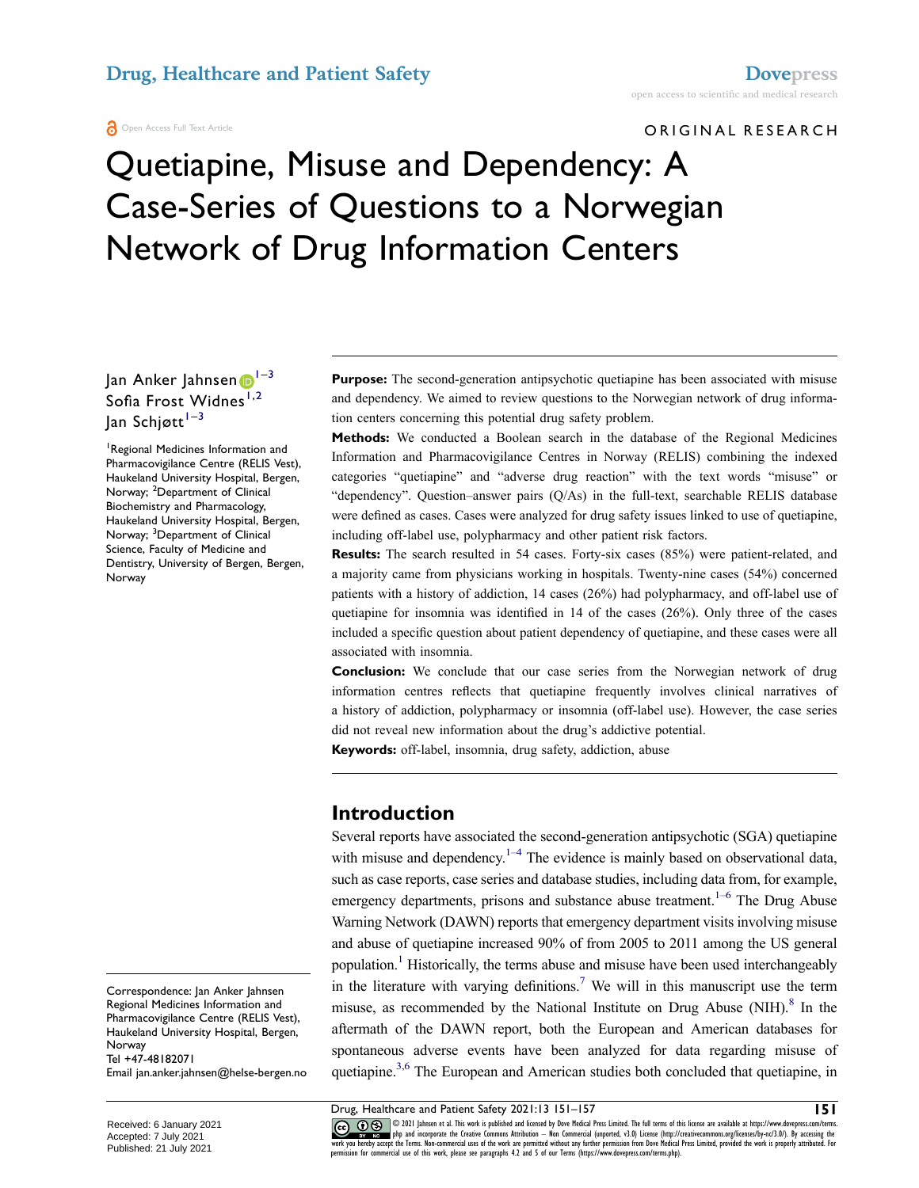ORIGINAL RESEARCH

# Quetiapine, Misuse and Dependency: A Case-Series of Questions to a Norwegian Network of Drug Information Centers

Jan Anker Jahnsen[1–3]
Sofia Frost Widnes[1,2]
Jan Schjøtt[1–3]

[1]Regional Medicines Information and Pharmacovigilance Centre (RELIS Vest), Haukeland University Hospital, Bergen, Norway; [2]Department of Clinical Biochemistry and Pharmacology, Haukeland University Hospital, Bergen, Norway; [3]Department of Clinical Science, Faculty of Medicine and Dentistry, University of Bergen, Bergen, Norway

**Purpose:** The second-generation antipsychotic quetiapine has been associated with misuse and dependency. We aimed to review questions to the Norwegian network of drug information centers concerning this potential drug safety problem.

**Methods:** We conducted a Boolean search in the database of the Regional Medicines Information and Pharmacovigilance Centres in Norway (RELIS) combining the indexed categories "quetiapine" and "adverse drug reaction" with the text words "misuse" or "dependency". Question–answer pairs (Q/As) in the full-text, searchable RELIS database were defined as cases. Cases were analyzed for drug safety issues linked to use of quetiapine, including off-label use, polypharmacy and other patient risk factors.

**Results:** The search resulted in 54 cases. Forty-six cases (85%) were patient-related, and a majority came from physicians working in hospitals. Twenty-nine cases (54%) concerned patients with a history of addiction, 14 cases (26%) had polypharmacy, and off-label use of quetiapine for insomnia was identified in 14 of the cases (26%). Only three of the cases included a specific question about patient dependency of quetiapine, and these cases were all associated with insomnia.

**Conclusion:** We conclude that our case series from the Norwegian network of drug information centres reflects that quetiapine frequently involves clinical narratives of a history of addiction, polypharmacy or insomnia (off-label use). However, the case series did not reveal new information about the drug's addictive potential.

**Keywords:** off-label, insomnia, drug safety, addiction, abuse

## Introduction

Several reports have associated the second-generation antipsychotic (SGA) quetiapine with misuse and dependency.[1–4] The evidence is mainly based on observational data, such as case reports, case series and database studies, including data from, for example, emergency departments, prisons and substance abuse treatment.[1–6] The Drug Abuse Warning Network (DAWN) reports that emergency department visits involving misuse and abuse of quetiapine increased 90% of from 2005 to 2011 among the US general population.[1] Historically, the terms abuse and misuse have been used interchangeably in the literature with varying definitions.[7] We will in this manuscript use the term misuse, as recommended by the National Institute on Drug Abuse (NIH).[8] In the aftermath of the DAWN report, both the European and American databases for spontaneous adverse events have been analyzed for data regarding misuse of quetiapine.[3,6] The European and American studies both concluded that quetiapine, in

Correspondence: Jan Anker Jahnsen
Regional Medicines Information and Pharmacovigilance Centre (RELIS Vest), Haukeland University Hospital, Bergen, Norway
Tel +47-48182071
Email jan.anker.jahnsen@helse-bergen.no

Received: 6 January 2021
Accepted: 7 July 2021
Published: 21 July 2021

© 2021 Jahnsen et al. This work is published and licensed by Dove Medical Press Limited. The full terms of this license are available at https://www.dovepress.com/terms.php and incorporate the Creative Commons Attribution – Non Commercial (unported, v3.0) License (http://creativecommons.org/licenses/by-nc/3.0/). By accessing the work you hereby accept the Terms. Non-commercial uses of the work are permitted without any further permission from Dove Medical Press Limited, provided the work is properly attributed. For permission for commercial use of this work, please see paragraphs 4.2 and 5 of our Terms (https://www.dovepress.com/terms.php).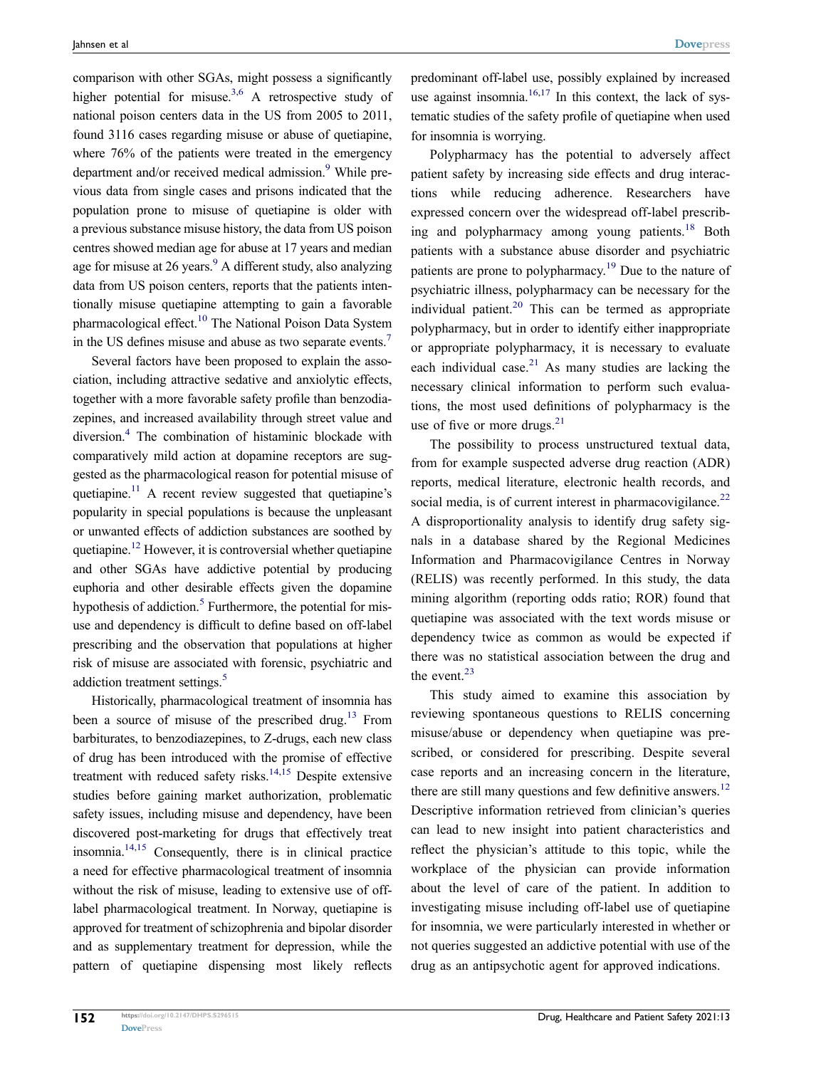comparison with other SGAs, might possess a significantly higher potential for misuse.[3,6] A retrospective study of national poison centers data in the US from 2005 to 2011, found 3116 cases regarding misuse or abuse of quetiapine, where 76% of the patients were treated in the emergency department and/or received medical admission.[9] While previous data from single cases and prisons indicated that the population prone to misuse of quetiapine is older with a previous substance misuse history, the data from US poison centres showed median age for abuse at 17 years and median age for misuse at 26 years.[9] A different study, also analyzing data from US poison centers, reports that the patients intentionally misuse quetiapine attempting to gain a favorable pharmacological effect.[10] The National Poison Data System in the US defines misuse and abuse as two separate events.[7]

Several factors have been proposed to explain the association, including attractive sedative and anxiolytic effects, together with a more favorable safety profile than benzodiazepines, and increased availability through street value and diversion.[4] The combination of histaminic blockade with comparatively mild action at dopamine receptors are suggested as the pharmacological reason for potential misuse of quetiapine.[11] A recent review suggested that quetiapine's popularity in special populations is because the unpleasant or unwanted effects of addiction substances are soothed by quetiapine.[12] However, it is controversial whether quetiapine and other SGAs have addictive potential by producing euphoria and other desirable effects given the dopamine hypothesis of addiction.[5] Furthermore, the potential for misuse and dependency is difficult to define based on off-label prescribing and the observation that populations at higher risk of misuse are associated with forensic, psychiatric and addiction treatment settings.[5]

Historically, pharmacological treatment of insomnia has been a source of misuse of the prescribed drug.[13] From barbiturates, to benzodiazepines, to Z-drugs, each new class of drug has been introduced with the promise of effective treatment with reduced safety risks.[14,15] Despite extensive studies before gaining market authorization, problematic safety issues, including misuse and dependency, have been discovered post-marketing for drugs that effectively treat insomnia.[14,15] Consequently, there is in clinical practice a need for effective pharmacological treatment of insomnia without the risk of misuse, leading to extensive use of off-label pharmacological treatment. In Norway, quetiapine is approved for treatment of schizophrenia and bipolar disorder and as supplementary treatment for depression, while the pattern of quetiapine dispensing most likely reflects predominant off-label use, possibly explained by increased use against insomnia.[16,17] In this context, the lack of systematic studies of the safety profile of quetiapine when used for insomnia is worrying.

Polypharmacy has the potential to adversely affect patient safety by increasing side effects and drug interactions while reducing adherence. Researchers have expressed concern over the widespread off-label prescribing and polypharmacy among young patients.[18] Both patients with a substance abuse disorder and psychiatric patients are prone to polypharmacy.[19] Due to the nature of psychiatric illness, polypharmacy can be necessary for the individual patient.[20] This can be termed as appropriate polypharmacy, but in order to identify either inappropriate or appropriate polypharmacy, it is necessary to evaluate each individual case.[21] As many studies are lacking the necessary clinical information to perform such evaluations, the most used definitions of polypharmacy is the use of five or more drugs.[21]

The possibility to process unstructured textual data, from for example suspected adverse drug reaction (ADR) reports, medical literature, electronic health records, and social media, is of current interest in pharmacovigilance.[22] A disproportionality analysis to identify drug safety signals in a database shared by the Regional Medicines Information and Pharmacovigilance Centres in Norway (RELIS) was recently performed. In this study, the data mining algorithm (reporting odds ratio; ROR) found that quetiapine was associated with the text words misuse or dependency twice as common as would be expected if there was no statistical association between the drug and the event.[23]

This study aimed to examine this association by reviewing spontaneous questions to RELIS concerning misuse/abuse or dependency when quetiapine was prescribed, or considered for prescribing. Despite several case reports and an increasing concern in the literature, there are still many questions and few definitive answers.[12] Descriptive information retrieved from clinician's queries can lead to new insight into patient characteristics and reflect the physician's attitude to this topic, while the workplace of the physician can provide information about the level of care of the patient. In addition to investigating misuse including off-label use of quetiapine for insomnia, we were particularly interested in whether or not queries suggested an addictive potential with use of the drug as an antipsychotic agent for approved indications.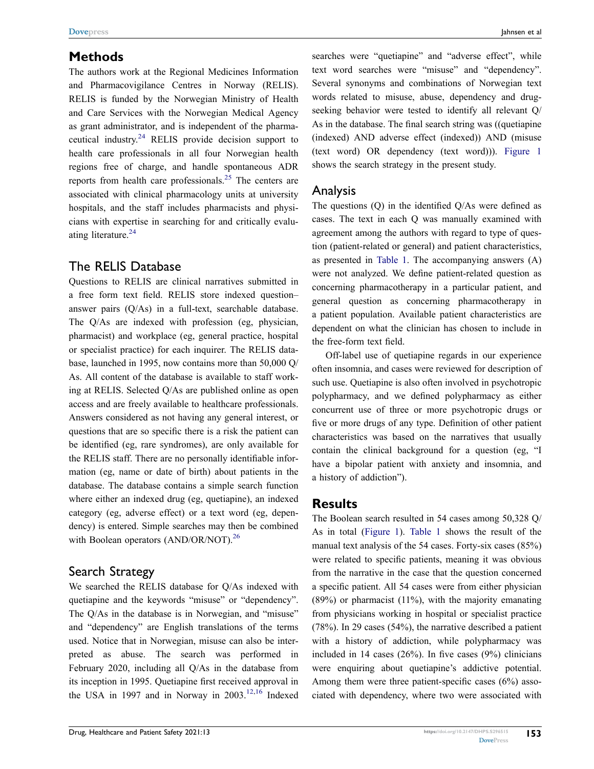# Methods

The authors work at the Regional Medicines Information and Pharmacovigilance Centres in Norway (RELIS). RELIS is funded by the Norwegian Ministry of Health and Care Services with the Norwegian Medical Agency as grant administrator, and is independent of the pharmaceutical industry.[24] RELIS provide decision support to health care professionals in all four Norwegian health regions free of charge, and handle spontaneous ADR reports from health care professionals.[25] The centers are associated with clinical pharmacology units at university hospitals, and the staff includes pharmacists and physicians with expertise in searching for and critically evaluating literature.[24]

## The RELIS Database

Questions to RELIS are clinical narratives submitted in a free form text field. RELIS store indexed question–answer pairs (Q/As) in a full-text, searchable database. The Q/As are indexed with profession (eg, physician, pharmacist) and workplace (eg, general practice, hospital or specialist practice) for each inquirer. The RELIS database, launched in 1995, now contains more than 50,000 Q/As. All content of the database is available to staff working at RELIS. Selected Q/As are published online as open access and are freely available to healthcare professionals. Answers considered as not having any general interest, or questions that are so specific there is a risk the patient can be identified (eg, rare syndromes), are only available for the RELIS staff. There are no personally identifiable information (eg, name or date of birth) about patients in the database. The database contains a simple search function where either an indexed drug (eg, quetiapine), an indexed category (eg, adverse effect) or a text word (eg, dependency) is entered. Simple searches may then be combined with Boolean operators (AND/OR/NOT).[26]

## Search Strategy

We searched the RELIS database for Q/As indexed with quetiapine and the keywords "misuse" or "dependency". The Q/As in the database is in Norwegian, and "misuse" and "dependency" are English translations of the terms used. Notice that in Norwegian, misuse can also be interpreted as abuse. The search was performed in February 2020, including all Q/As in the database from its inception in 1995. Quetiapine first received approval in the USA in 1997 and in Norway in 2003.[12,16] Indexed searches were "quetiapine" and "adverse effect", while text word searches were "misuse" and "dependency". Several synonyms and combinations of Norwegian text words related to misuse, abuse, dependency and drug-seeking behavior were tested to identify all relevant Q/As in the database. The final search string was ((quetiapine (indexed) AND adverse effect (indexed)) AND (misuse (text word) OR dependency (text word))). Figure 1 shows the search strategy in the present study.

## Analysis

The questions (Q) in the identified Q/As were defined as cases. The text in each Q was manually examined with agreement among the authors with regard to type of question (patient-related or general) and patient characteristics, as presented in Table 1. The accompanying answers (A) were not analyzed. We define patient-related question as concerning pharmacotherapy in a particular patient, and general question as concerning pharmacotherapy in a patient population. Available patient characteristics are dependent on what the clinician has chosen to include in the free-form text field.

Off-label use of quetiapine regards in our experience often insomnia, and cases were reviewed for description of such use. Quetiapine is also often involved in psychotropic polypharmacy, and we defined polypharmacy as either concurrent use of three or more psychotropic drugs or five or more drugs of any type. Definition of other patient characteristics was based on the narratives that usually contain the clinical background for a question (eg, "I have a bipolar patient with anxiety and insomnia, and a history of addiction").

# Results

The Boolean search resulted in 54 cases among 50,328 Q/As in total (Figure 1). Table 1 shows the result of the manual text analysis of the 54 cases. Forty-six cases (85%) were related to specific patients, meaning it was obvious from the narrative in the case that the question concerned a specific patient. All 54 cases were from either physician (89%) or pharmacist (11%), with the majority emanating from physicians working in hospital or specialist practice (78%). In 29 cases (54%), the narrative described a patient with a history of addiction, while polypharmacy was included in 14 cases (26%). In five cases (9%) clinicians were enquiring about quetiapine's addictive potential. Among them were three patient-specific cases (6%) associated with dependency, where two were associated with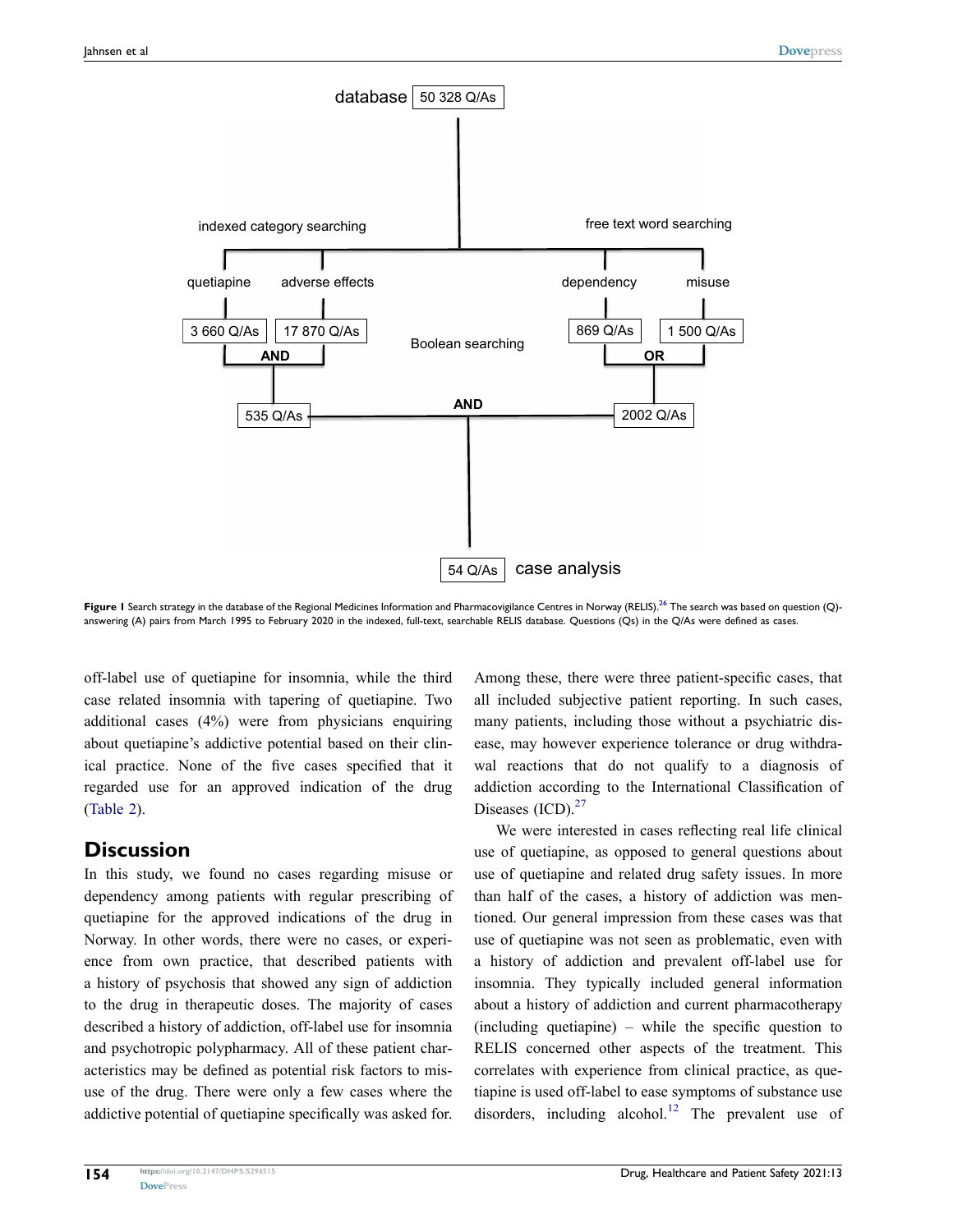database 50 328 Q/As

indexed category searching — free text word searching

quetiapine: 3 660 Q/As; adverse effects: 17 870 Q/As; AND → 535 Q/As

dependency: 869 Q/As; misuse: 1 500 Q/As; OR → 2002 Q/As

Boolean searching: 535 Q/As AND 2002 Q/As → 54 Q/As case analysis

**Figure 1** Search strategy in the database of the Regional Medicines Information and Pharmacovigilance Centres in Norway (RELIS).[26] The search was based on question (Q)-answering (A) pairs from March 1995 to February 2020 in the indexed, full-text, searchable RELIS database. Questions (Qs) in the Q/As were defined as cases.

off-label use of quetiapine for insomnia, while the third case related insomnia with tapering of quetiapine. Two additional cases (4%) were from physicians enquiring about quetiapine's addictive potential based on their clinical practice. None of the five cases specified that it regarded use for an approved indication of the drug (Table 2).

## Discussion

In this study, we found no cases regarding misuse or dependency among patients with regular prescribing of quetiapine for the approved indications of the drug in Norway. In other words, there were no cases, or experience from own practice, that described patients with a history of psychosis that showed any sign of addiction to the drug in therapeutic doses. The majority of cases described a history of addiction, off-label use for insomnia and psychotropic polypharmacy. All of these patient characteristics may be defined as potential risk factors to misuse of the drug. There were only a few cases where the addictive potential of quetiapine specifically was asked for. Among these, there were three patient-specific cases, that all included subjective patient reporting. In such cases, many patients, including those without a psychiatric disease, may however experience tolerance or drug withdrawal reactions that do not qualify to a diagnosis of addiction according to the International Classification of Diseases (ICD).[27]

We were interested in cases reflecting real life clinical use of quetiapine, as opposed to general questions about use of quetiapine and related drug safety issues. In more than half of the cases, a history of addiction was mentioned. Our general impression from these cases was that use of quetiapine was not seen as problematic, even with a history of addiction and prevalent off-label use for insomnia. They typically included general information about a history of addiction and current pharmacotherapy (including quetiapine) – while the specific question to RELIS concerned other aspects of the treatment. This correlates with experience from clinical practice, as quetiapine is used off-label to ease symptoms of substance use disorders, including alcohol.[12] The prevalent use of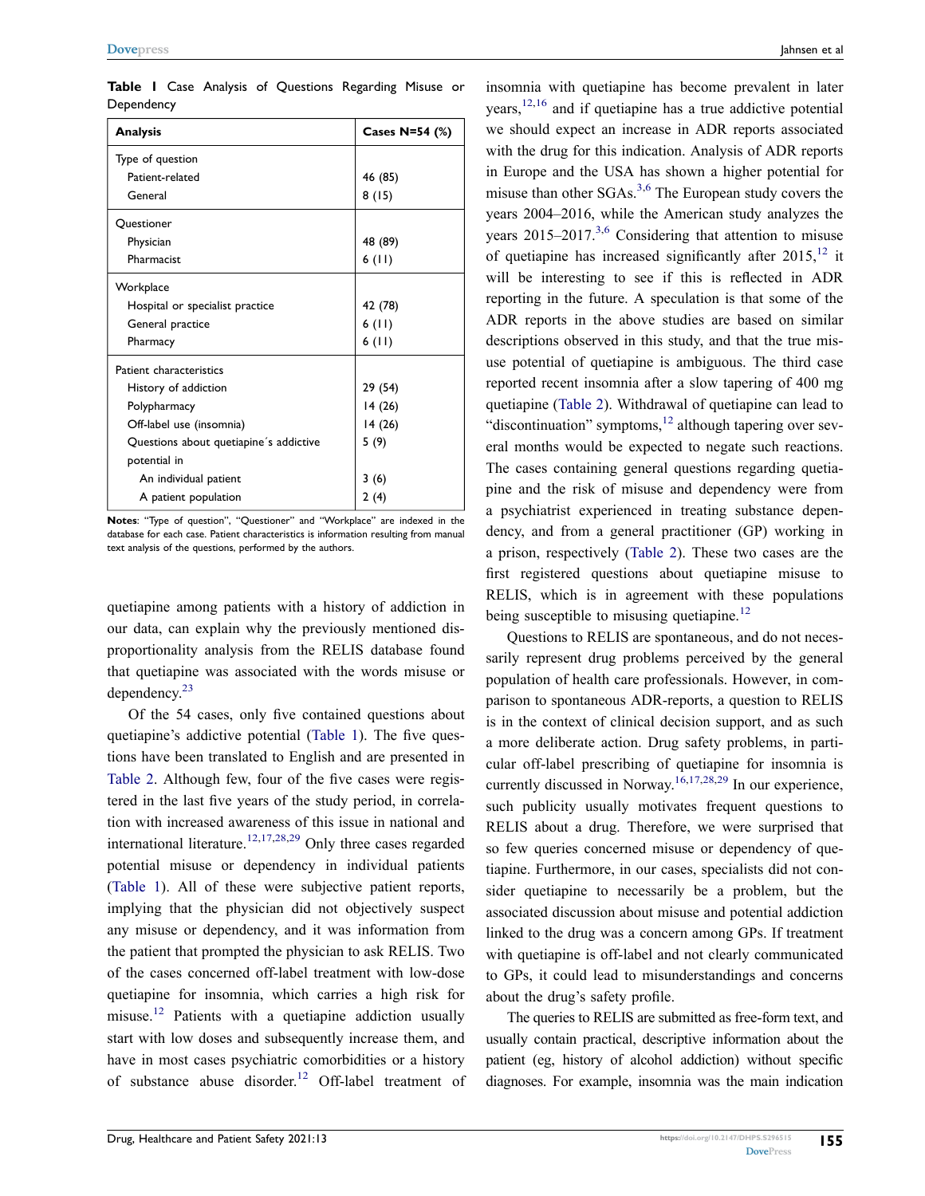**Table 1** Case Analysis of Questions Regarding Misuse or Dependency

| Analysis | Cases N=54 (%) |
|---|---|
| Type of question | |
| Patient-related | 46 (85) |
| General | 8 (15) |
| Questioner | |
| Physician | 48 (89) |
| Pharmacist | 6 (11) |
| Workplace | |
| Hospital or specialist practice | 42 (78) |
| General practice | 6 (11) |
| Pharmacy | 6 (11) |
| Patient characteristics | |
| History of addiction | 29 (54) |
| Polypharmacy | 14 (26) |
| Off-label use (insomnia) | 14 (26) |
| Questions about quetiapine´s addictive potential in | 5 (9) |
| An individual patient | 3 (6) |
| A patient population | 2 (4) |

**Notes**: "Type of question", "Questioner" and "Workplace" are indexed in the database for each case. Patient characteristics is information resulting from manual text analysis of the questions, performed by the authors.

quetiapine among patients with a history of addiction in our data, can explain why the previously mentioned disproportionality analysis from the RELIS database found that quetiapine was associated with the words misuse or dependency.[23]

Of the 54 cases, only five contained questions about quetiapine's addictive potential (Table 1). The five questions have been translated to English and are presented in Table 2. Although few, four of the five cases were registered in the last five years of the study period, in correlation with increased awareness of this issue in national and international literature.[12,17,28,29] Only three cases regarded potential misuse or dependency in individual patients (Table 1). All of these were subjective patient reports, implying that the physician did not objectively suspect any misuse or dependency, and it was information from the patient that prompted the physician to ask RELIS. Two of the cases concerned off-label treatment with low-dose quetiapine for insomnia, which carries a high risk for misuse.[12] Patients with a quetiapine addiction usually start with low doses and subsequently increase them, and have in most cases psychiatric comorbidities or a history of substance abuse disorder.[12] Off-label treatment of insomnia with quetiapine has become prevalent in later years,[12,16] and if quetiapine has a true addictive potential we should expect an increase in ADR reports associated with the drug for this indication. Analysis of ADR reports in Europe and the USA has shown a higher potential for misuse than other SGAs.[3,6] The European study covers the years 2004–2016, while the American study analyzes the years 2015–2017.[3,6] Considering that attention to misuse of quetiapine has increased significantly after 2015,[12] it will be interesting to see if this is reflected in ADR reporting in the future. A speculation is that some of the ADR reports in the above studies are based on similar descriptions observed in this study, and that the true misuse potential of quetiapine is ambiguous. The third case reported recent insomnia after a slow tapering of 400 mg quetiapine (Table 2). Withdrawal of quetiapine can lead to "discontinuation" symptoms,[12] although tapering over several months would be expected to negate such reactions. The cases containing general questions regarding quetiapine and the risk of misuse and dependency were from a psychiatrist experienced in treating substance dependency, and from a general practitioner (GP) working in a prison, respectively (Table 2). These two cases are the first registered questions about quetiapine misuse to RELIS, which is in agreement with these populations being susceptible to misusing quetiapine.[12]

Questions to RELIS are spontaneous, and do not necessarily represent drug problems perceived by the general population of health care professionals. However, in comparison to spontaneous ADR-reports, a question to RELIS is in the context of clinical decision support, and as such a more deliberate action. Drug safety problems, in particular off-label prescribing of quetiapine for insomnia is currently discussed in Norway.[16,17,28,29] In our experience, such publicity usually motivates frequent questions to RELIS about a drug. Therefore, we were surprised that so few queries concerned misuse or dependency of quetiapine. Furthermore, in our cases, specialists did not consider quetiapine to necessarily be a problem, but the associated discussion about misuse and potential addiction linked to the drug was a concern among GPs. If treatment with quetiapine is off-label and not clearly communicated to GPs, it could lead to misunderstandings and concerns about the drug's safety profile.

The queries to RELIS are submitted as free-form text, and usually contain practical, descriptive information about the patient (eg, history of alcohol addiction) without specific diagnoses. For example, insomnia was the main indication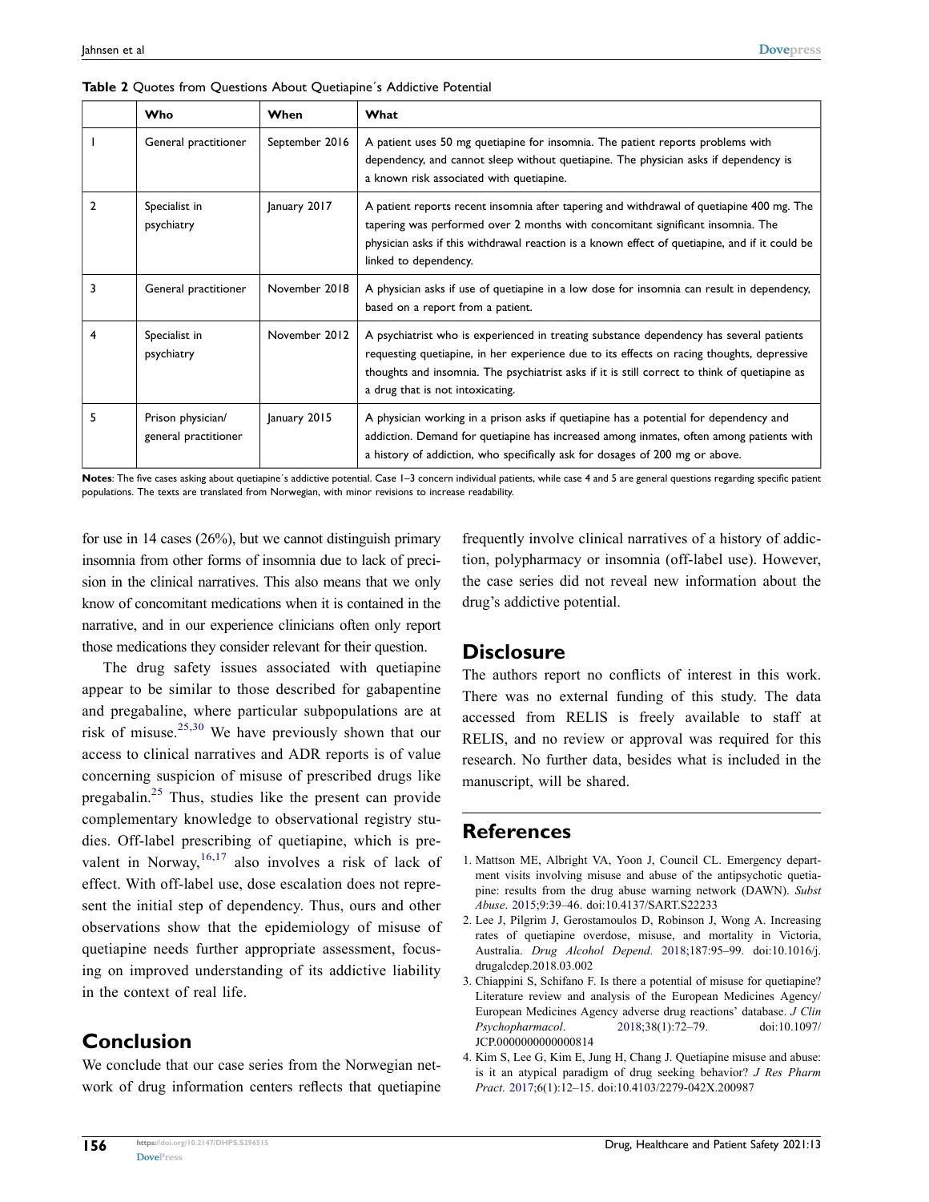**Table 2** Quotes from Questions About Quetiapine´s Addictive Potential

| | Who | When | What |
|---|---|---|---|
| 1 | General practitioner | September 2016 | A patient uses 50 mg quetiapine for insomnia. The patient reports problems with dependency, and cannot sleep without quetiapine. The physician asks if dependency is a known risk associated with quetiapine. |
| 2 | Specialist in psychiatry | January 2017 | A patient reports recent insomnia after tapering and withdrawal of quetiapine 400 mg. The tapering was performed over 2 months with concomitant significant insomnia. The physician asks if this withdrawal reaction is a known effect of quetiapine, and if it could be linked to dependency. |
| 3 | General practitioner | November 2018 | A physician asks if use of quetiapine in a low dose for insomnia can result in dependency, based on a report from a patient. |
| 4 | Specialist in psychiatry | November 2012 | A psychiatrist who is experienced in treating substance dependency has several patients requesting quetiapine, in her experience due to its effects on racing thoughts, depressive thoughts and insomnia. The psychiatrist asks if it is still correct to think of quetiapine as a drug that is not intoxicating. |
| 5 | Prison physician/ general practitioner | January 2015 | A physician working in a prison asks if quetiapine has a potential for dependency and addiction. Demand for quetiapine has increased among inmates, often among patients with a history of addiction, who specifically ask for dosages of 200 mg or above. |

**Notes**: The five cases asking about quetiapine´s addictive potential. Case 1–3 concern individual patients, while case 4 and 5 are general questions regarding specific patient populations. The texts are translated from Norwegian, with minor revisions to increase readability.

for use in 14 cases (26%), but we cannot distinguish primary insomnia from other forms of insomnia due to lack of precision in the clinical narratives. This also means that we only know of concomitant medications when it is contained in the narrative, and in our experience clinicians often only report those medications they consider relevant for their question.

The drug safety issues associated with quetiapine appear to be similar to those described for gabapentine and pregabaline, where particular subpopulations are at risk of misuse.[25,30] We have previously shown that our access to clinical narratives and ADR reports is of value concerning suspicion of misuse of prescribed drugs like pregabalin.[25] Thus, studies like the present can provide complementary knowledge to observational registry studies. Off-label prescribing of quetiapine, which is prevalent in Norway,[16,17] also involves a risk of lack of effect. With off-label use, dose escalation does not represent the initial step of dependency. Thus, ours and other observations show that the epidemiology of misuse of quetiapine needs further appropriate assessment, focusing on improved understanding of its addictive liability in the context of real life.

## Conclusion

We conclude that our case series from the Norwegian network of drug information centers reflects that quetiapine frequently involve clinical narratives of a history of addiction, polypharmacy or insomnia (off-label use). However, the case series did not reveal new information about the drug's addictive potential.

## Disclosure

The authors report no conflicts of interest in this work. There was no external funding of this study. The data accessed from RELIS is freely available to staff at RELIS, and no review or approval was required for this research. No further data, besides what is included in the manuscript, will be shared.

## References

1. Mattson ME, Albright VA, Yoon J, Council CL. Emergency department visits involving misuse and abuse of the antipsychotic quetiapine: results from the drug abuse warning network (DAWN). *Subst Abuse*. 2015;9:39–46. doi:10.4137/SART.S22233
2. Lee J, Pilgrim J, Gerostamoulos D, Robinson J, Wong A. Increasing rates of quetiapine overdose, misuse, and mortality in Victoria, Australia. *Drug Alcohol Depend*. 2018;187:95–99. doi:10.1016/j.drugalcdep.2018.03.002
3. Chiappini S, Schifano F. Is there a potential of misuse for quetiapine? Literature review and analysis of the European Medicines Agency/ European Medicines Agency adverse drug reactions' database. *J Clin Psychopharmacol*. 2018;38(1):72–79. doi:10.1097/JCP.0000000000000814
4. Kim S, Lee G, Kim E, Jung H, Chang J. Quetiapine misuse and abuse: is it an atypical paradigm of drug seeking behavior? *J Res Pharm Pract*. 2017;6(1):12–15. doi:10.4103/2279-042X.200987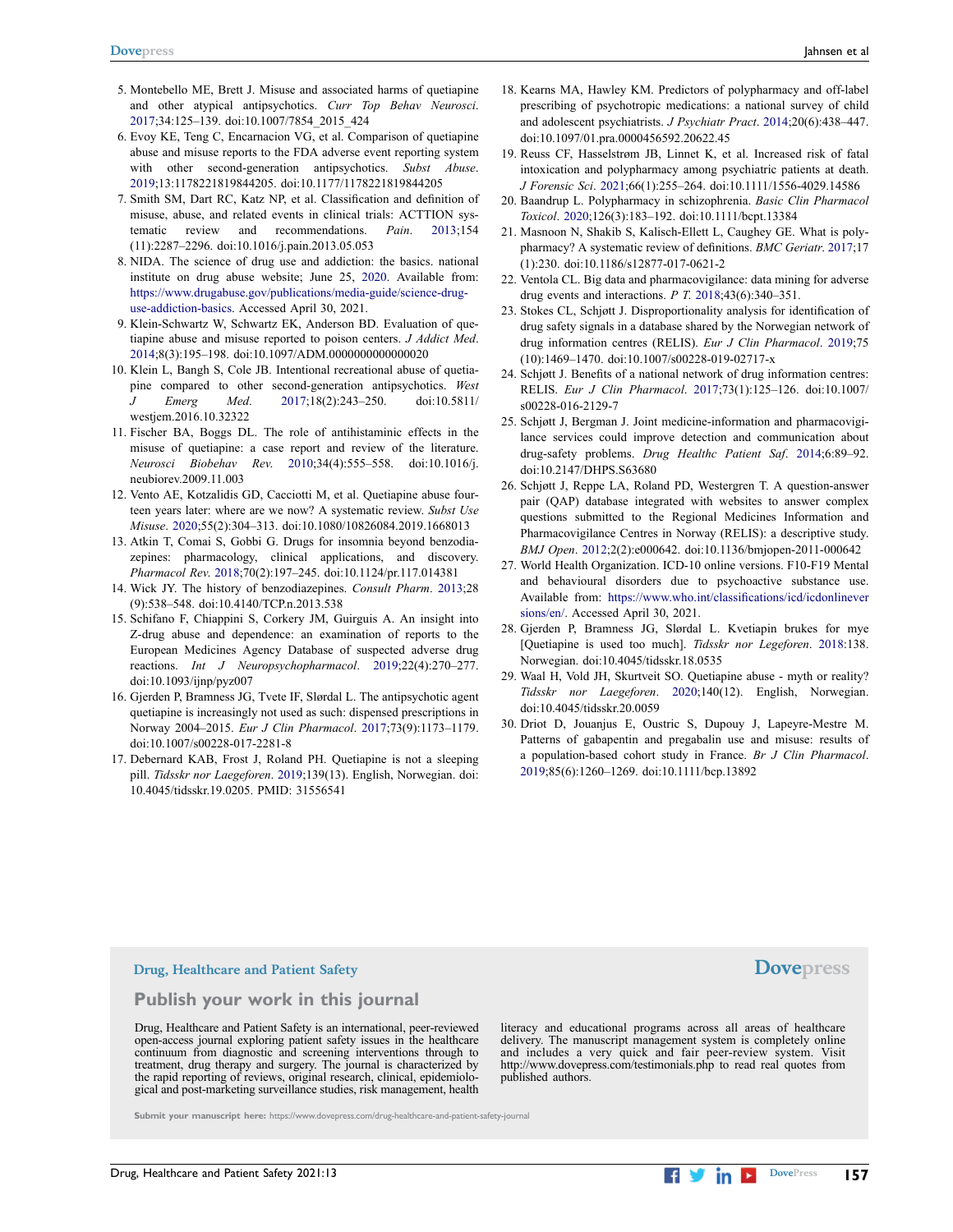5. Montebello ME, Brett J. Misuse and associated harms of quetiapine and other atypical antipsychotics. *Curr Top Behav Neurosci*. 2017;34:125–139. doi:10.1007/7854_2015_424
6. Evoy KE, Teng C, Encarnacion VG, et al. Comparison of quetiapine abuse and misuse reports to the FDA adverse event reporting system with other second-generation antipsychotics. *Subst Abuse*. 2019;13:1178221819844205. doi:10.1177/1178221819844205
7. Smith SM, Dart RC, Katz NP, et al. Classification and definition of misuse, abuse, and related events in clinical trials: ACTTION systematic review and recommendations. *Pain*. 2013;154 (11):2287–2296. doi:10.1016/j.pain.2013.05.053
8. NIDA. The science of drug use and addiction: the basics. national institute on drug abuse website; June 25, 2020. Available from: https://www.drugabuse.gov/publications/media-guide/science-drug-use-addiction-basics. Accessed April 30, 2021.
9. Klein-Schwartz W, Schwartz EK, Anderson BD. Evaluation of quetiapine abuse and misuse reported to poison centers. *J Addict Med*. 2014;8(3):195–198. doi:10.1097/ADM.0000000000000020
10. Klein L, Bangh S, Cole JB. Intentional recreational abuse of quetiapine compared to other second-generation antipsychotics. *West J Emerg Med*. 2017;18(2):243–250. doi:10.5811/westjem.2016.10.32322
11. Fischer BA, Boggs DL. The role of antihistaminic effects in the misuse of quetiapine: a case report and review of the literature. *Neurosci Biobehav Rev*. 2010;34(4):555–558. doi:10.1016/j.neubiorev.2009.11.003
12. Vento AE, Kotzalidis GD, Cacciotti M, et al. Quetiapine abuse fourteen years later: where are we now? A systematic review. *Subst Use Misuse*. 2020;55(2):304–313. doi:10.1080/10826084.2019.1668013
13. Atkin T, Comai S, Gobbi G. Drugs for insomnia beyond benzodiazepines: pharmacology, clinical applications, and discovery. *Pharmacol Rev*. 2018;70(2):197–245. doi:10.1124/pr.117.014381
14. Wick JY. The history of benzodiazepines. *Consult Pharm*. 2013;28 (9):538–548. doi:10.4140/TCP.n.2013.538
15. Schifano F, Chiappini S, Corkery JM, Guirguis A. An insight into Z-drug abuse and dependence: an examination of reports to the European Medicines Agency Database of suspected adverse drug reactions. *Int J Neuropsychopharmacol*. 2019;22(4):270–277. doi:10.1093/ijnp/pyz007
16. Gjerden P, Bramness JG, Tvete IF, Slørdal L. The antipsychotic agent quetiapine is increasingly not used as such: dispensed prescriptions in Norway 2004–2015. *Eur J Clin Pharmacol*. 2017;73(9):1173–1179. doi:10.1007/s00228-017-2281-8
17. Debernard KAB, Frost J, Roland PH. Quetiapine is not a sleeping pill. *Tidsskr nor Laegeforen*. 2019;139(13). English, Norwegian. doi: 10.4045/tidsskr.19.0205. PMID: 31556541
18. Kearns MA, Hawley KM. Predictors of polypharmacy and off-label prescribing of psychotropic medications: a national survey of child and adolescent psychiatrists. *J Psychiatr Pract*. 2014;20(6):438–447. doi:10.1097/01.pra.0000456592.20622.45
19. Reuss CF, Hasselstrøm JB, Linnet K, et al. Increased risk of fatal intoxication and polypharmacy among psychiatric patients at death. *J Forensic Sci*. 2021;66(1):255–264. doi:10.1111/1556-4029.14586
20. Baandrup L. Polypharmacy in schizophrenia. *Basic Clin Pharmacol Toxicol*. 2020;126(3):183–192. doi:10.1111/bcpt.13384
21. Masnoon N, Shakib S, Kalisch-Ellett L, Caughey GE. What is polypharmacy? A systematic review of definitions. *BMC Geriatr*. 2017;17 (1):230. doi:10.1186/s12877-017-0621-2
22. Ventola CL. Big data and pharmacovigilance: data mining for adverse drug events and interactions. *P T*. 2018;43(6):340–351.
23. Stokes CL, Schjøtt J. Disproportionality analysis for identification of drug safety signals in a database shared by the Norwegian network of drug information centres (RELIS). *Eur J Clin Pharmacol*. 2019;75 (10):1469–1470. doi:10.1007/s00228-019-02717-x
24. Schjøtt J. Benefits of a national network of drug information centres: RELIS. *Eur J Clin Pharmacol*. 2017;73(1):125–126. doi:10.1007/s00228-016-2129-7
25. Schjøtt J, Bergman J. Joint medicine-information and pharmacovigilance services could improve detection and communication about drug-safety problems. *Drug Healthc Patient Saf*. 2014;6:89–92. doi:10.2147/DHPS.S63680
26. Schjøtt J, Reppe LA, Roland PD, Westergren T. A question-answer pair (QAP) database integrated with websites to answer complex questions submitted to the Regional Medicines Information and Pharmacovigilance Centres in Norway (RELIS): a descriptive study. *BMJ Open*. 2012;2(2):e000642. doi:10.1136/bmjopen-2011-000642
27. World Health Organization. ICD-10 online versions. F10-F19 Mental and behavioural disorders due to psychoactive substance use. Available from: https://www.who.int/classifications/icd/icdonlineversions/en/. Accessed April 30, 2021.
28. Gjerden P, Bramness JG, Slørdal L. Kvetiapin brukes for mye [Quetiapine is used too much]. *Tidsskr nor Legeforen*. 2018:138. Norwegian. doi:10.4045/tidsskr.18.0535
29. Waal H, Vold JH, Skurtveit SO. Quetiapine abuse - myth or reality? *Tidsskr nor Laegeforen*. 2020;140(12). English, Norwegian. doi:10.4045/tidsskr.20.0059
30. Driot D, Jouanjus E, Oustric S, Dupouy J, Lapeyre-Mestre M. Patterns of gabapentin and pregabalin use and misuse: results of a population-based cohort study in France. *Br J Clin Pharmacol*. 2019;85(6):1260–1269. doi:10.1111/bcp.13892

**Drug, Healthcare and Patient Safety**

**Dovepress**

## Publish your work in this journal

Drug, Healthcare and Patient Safety is an international, peer-reviewed open-access journal exploring patient safety issues in the healthcare continuum from diagnostic and screening interventions through to treatment, drug therapy and surgery. The journal is characterized by the rapid reporting of reviews, original research, clinical, epidemiological and post-marketing surveillance studies, risk management, health literacy and educational programs across all areas of healthcare delivery. The manuscript management system is completely online and includes a very quick and fair peer-review system. Visit http://www.dovepress.com/testimonials.php to read real quotes from published authors.

**Submit your manuscript here:** https://www.dovepress.com/drug-healthcare-and-patient-safety-journal